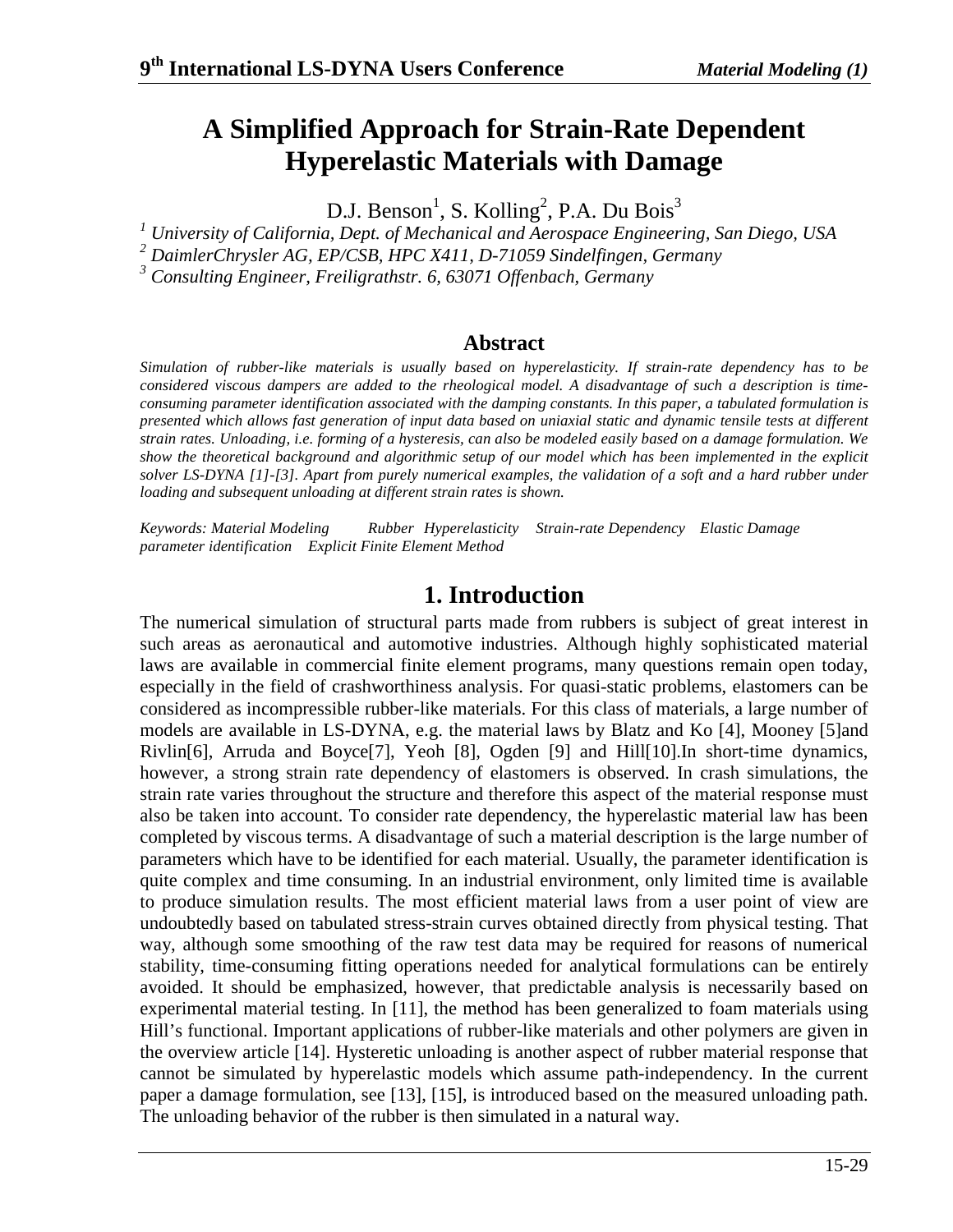# A Simplified Approach for Strain-Rate Dependent Hyperelastic Materials with Damage

D.J. Benson[1], S. Kolling[2], P.A. Du Bois[3]

[1] *University of California, Dept. of Mechanical and Aerospace Engineering, San Diego, USA*

[2] *DaimlerChrysler AG, EP/CSB, HPC X411, D-71059 Sindelfingen, Germany*

[3] *Consulting Engineer, Freiligrathstr. 6, 63071 Offenbach, Germany*

## Abstract

*Simulation of rubber-like materials is usually based on hyperelasticity. If strain-rate dependency has to be considered viscous dampers are added to the rheological model. A disadvantage of such a description is time-consuming parameter identification associated with the damping constants. In this paper, a tabulated formulation is presented which allows fast generation of input data based on uniaxial static and dynamic tensile tests at different strain rates. Unloading, i.e. forming of a hysteresis, can also be modeled easily based on a damage formulation. We show the theoretical background and algorithmic setup of our model which has been implemented in the explicit solver LS-DYNA [1]-[3]. Apart from purely numerical examples, the validation of a soft and a hard rubber under loading and subsequent unloading at different strain rates is shown.*

*Keywords: Material Modeling Rubber Hyperelasticity Strain-rate Dependency Elastic Damage parameter identification Explicit Finite Element Method*

## 1. Introduction

The numerical simulation of structural parts made from rubbers is subject of great interest in such areas as aeronautical and automotive industries. Although highly sophisticated material laws are available in commercial finite element programs, many questions remain open today, especially in the field of crashworthiness analysis. For quasi-static problems, elastomers can be considered as incompressible rubber-like materials. For this class of materials, a large number of models are available in LS-DYNA, e.g. the material laws by Blatz and Ko [4], Mooney [5]and Rivlin[6], Arruda and Boyce[7], Yeoh [8], Ogden [9] and Hill[10].In short-time dynamics, however, a strong strain rate dependency of elastomers is observed. In crash simulations, the strain rate varies throughout the structure and therefore this aspect of the material response must also be taken into account. To consider rate dependency, the hyperelastic material law has been completed by viscous terms. A disadvantage of such a material description is the large number of parameters which have to be identified for each material. Usually, the parameter identification is quite complex and time consuming. In an industrial environment, only limited time is available to produce simulation results. The most efficient material laws from a user point of view are undoubtedly based on tabulated stress-strain curves obtained directly from physical testing. That way, although some smoothing of the raw test data may be required for reasons of numerical stability, time-consuming fitting operations needed for analytical formulations can be entirely avoided. It should be emphasized, however, that predictable analysis is necessarily based on experimental material testing. In [11], the method has been generalized to foam materials using Hill's functional. Important applications of rubber-like materials and other polymers are given in the overview article [14]. Hysteretic unloading is another aspect of rubber material response that cannot be simulated by hyperelastic models which assume path-independency. In the current paper a damage formulation, see [13], [15], is introduced based on the measured unloading path. The unloading behavior of the rubber is then simulated in a natural way.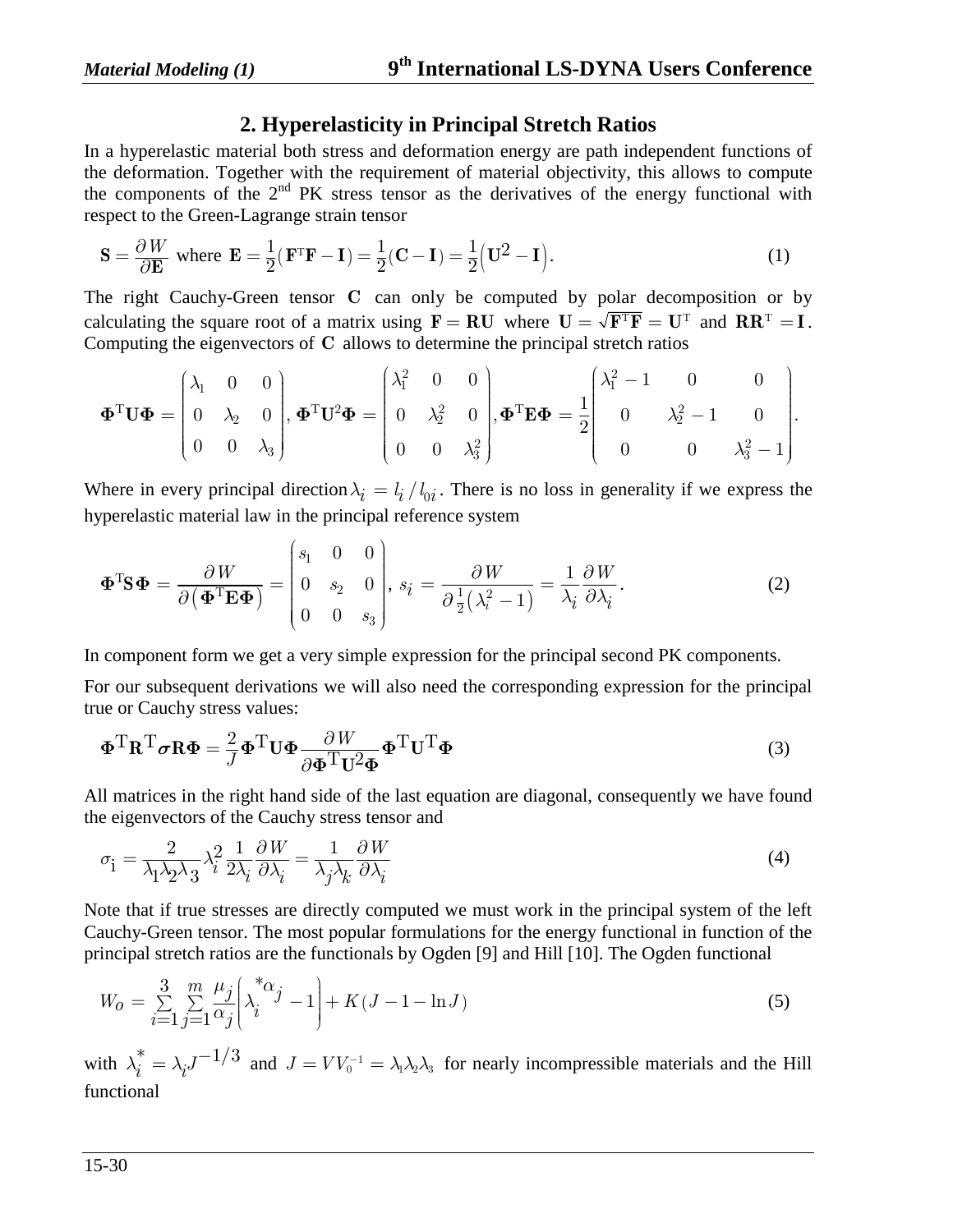## 2. Hyperelasticity in Principal Stretch Ratios

In a hyperelastic material both stress and deformation energy are path independent functions of the deformation. Together with the requirement of material objectivity, this allows to compute the components of the 2nd PK stress tensor as the derivatives of the energy functional with respect to the Green-Lagrange strain tensor

$$\mathbf{S} = \frac{\partial W}{\partial \mathbf{E}} \text{ where } \mathbf{E} = \frac{1}{2}\left(\mathbf{F}^{\mathrm{T}}\mathbf{F} - \mathbf{I}\right) = \frac{1}{2}(\mathbf{C} - \mathbf{I}) = \frac{1}{2}\left(\mathbf{U}^2 - \mathbf{I}\right). \tag{1}$$

The right Cauchy-Green tensor $\mathbf{C}$ can only be computed by polar decomposition or by calculating the square root of a matrix using $\mathbf{F} = \mathbf{R}\mathbf{U}$ where $\mathbf{U} = \sqrt{\mathbf{F}^{\mathrm{T}}\mathbf{F}} = \mathbf{U}^{\mathrm{T}}$ and $\mathbf{R}\mathbf{R}^{\mathrm{T}} = \mathbf{I}$. Computing the eigenvectors of $\mathbf{C}$ allows to determine the principal stretch ratios

$$\mathbf{\Phi}^{\mathrm{T}}\mathbf{U}\mathbf{\Phi} = \begin{pmatrix} \lambda_1 & 0 & 0 \\ 0 & \lambda_2 & 0 \\ 0 & 0 & \lambda_3 \end{pmatrix}, \mathbf{\Phi}^{\mathrm{T}}\mathbf{U}^2\mathbf{\Phi} = \begin{pmatrix} \lambda_1^2 & 0 & 0 \\ 0 & \lambda_2^2 & 0 \\ 0 & 0 & \lambda_3^2 \end{pmatrix}, \mathbf{\Phi}^{\mathrm{T}}\mathbf{E}\mathbf{\Phi} = \frac{1}{2}\begin{pmatrix} \lambda_1^2 - 1 & 0 & 0 \\ 0 & \lambda_2^2 - 1 & 0 \\ 0 & 0 & \lambda_3^2 - 1 \end{pmatrix}.$$

Where in every principal direction $\lambda_i = l_i / l_{0i}$. There is no loss in generality if we express the hyperelastic material law in the principal reference system

$$\mathbf{\Phi}^{\mathrm{T}}\mathbf{S}\mathbf{\Phi} = \frac{\partial W}{\partial\left(\mathbf{\Phi}^{\mathrm{T}}\mathbf{E}\mathbf{\Phi}\right)} = \begin{pmatrix} s_1 & 0 & 0 \\ 0 & s_2 & 0 \\ 0 & 0 & s_3 \end{pmatrix}, \; s_i = \frac{\partial W}{\partial \frac{1}{2}\left(\lambda_i^2 - 1\right)} = \frac{1}{\lambda_i}\frac{\partial W}{\partial \lambda_i}. \tag{2}$$

In component form we get a very simple expression for the principal second PK components.

For our subsequent derivations we will also need the corresponding expression for the principal true or Cauchy stress values:

$$\mathbf{\Phi}^{\mathrm{T}}\mathbf{R}^{\mathrm{T}}\boldsymbol{\sigma}\mathbf{R}\mathbf{\Phi} = \frac{2}{J}\mathbf{\Phi}^{\mathrm{T}}\mathbf{U}\mathbf{\Phi}\frac{\partial W}{\partial \mathbf{\Phi}^{\mathrm{T}}\mathbf{U}^2\mathbf{\Phi}}\mathbf{\Phi}^{\mathrm{T}}\mathbf{U}^{\mathrm{T}}\mathbf{\Phi} \tag{3}$$

All matrices in the right hand side of the last equation are diagonal, consequently we have found the eigenvectors of the Cauchy stress tensor and

$$\sigma_i = \frac{2}{\lambda_1\lambda_2\lambda_3}\lambda_i^2\frac{1}{2\lambda_i}\frac{\partial W}{\partial \lambda_i} = \frac{1}{\lambda_j\lambda_k}\frac{\partial W}{\partial \lambda_i} \tag{4}$$

Note that if true stresses are directly computed we must work in the principal system of the left Cauchy-Green tensor. The most popular formulations for the energy functional in function of the principal stretch ratios are the functionals by Ogden [9] and Hill [10]. The Ogden functional

$$W_O = \sum_{i=1}^{3}\sum_{j=1}^{m}\frac{\mu_j}{\alpha_j}\left(\lambda_i^{*\alpha_j} - 1\right) + K(J - 1 - \ln J) \tag{5}$$

with $\lambda_i^* = \lambda_i J^{-1/3}$ and $J = VV_0^{-1} = \lambda_1\lambda_2\lambda_3$ for nearly incompressible materials and the Hill functional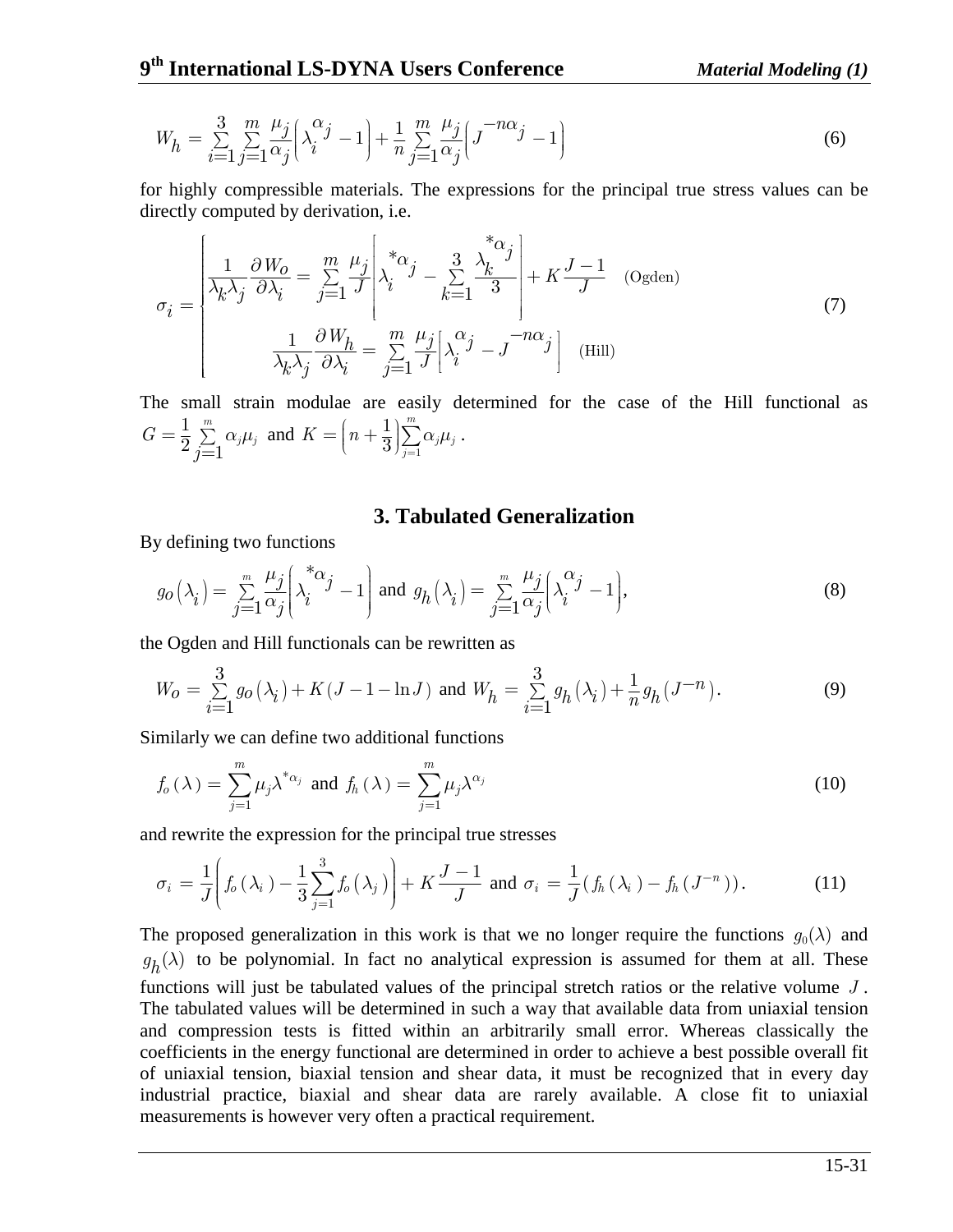$$W_h = \sum_{i=1}^{3} \sum_{j=1}^{m} \frac{\mu_j}{\alpha_j} \left( \lambda_i^{\alpha_j} - 1 \right) + \frac{1}{n} \sum_{j=1}^{m} \frac{\mu_j}{\alpha_j} \left( J^{-n\alpha_j} - 1 \right) \tag{6}$$

for highly compressible materials. The expressions for the principal true stress values can be directly computed by derivation, i.e.

$$\sigma_i = \begin{cases} \dfrac{1}{\lambda_k \lambda_j} \dfrac{\partial W_o}{\partial \lambda_i} = \sum\limits_{j=1}^{m} \dfrac{\mu_j}{J} \left[ \lambda_i^{*\alpha_j} - \sum\limits_{k=1}^{3} \dfrac{\lambda_k^{*\alpha_j}}{3} \right] + K \dfrac{J-1}{J} & \text{(Ogden)} \\ \dfrac{1}{\lambda_k \lambda_j} \dfrac{\partial W_h}{\partial \lambda_i} = \sum\limits_{j=1}^{m} \dfrac{\mu_j}{J} \left[ \lambda_i^{\alpha_j} - J^{-n\alpha_j} \right] & \text{(Hill)} \end{cases} \tag{7}$$

The small strain modulae are easily determined for the case of the Hill functional as $G = \frac{1}{2} \sum_{j=1}^{m} \alpha_j \mu_j$ and $K = \left( n + \frac{1}{3} \right) \sum_{j=1}^{m} \alpha_j \mu_j$.

## 3. Tabulated Generalization

By defining two functions

$$g_o(\lambda_i) = \sum_{j=1}^{m} \frac{\mu_j}{\alpha_j} \left( \lambda_i^{*\alpha_j} - 1 \right) \text{ and } g_h(\lambda_i) = \sum_{j=1}^{m} \frac{\mu_j}{\alpha_j} \left( \lambda_i^{\alpha_j} - 1 \right), \tag{8}$$

the Ogden and Hill functionals can be rewritten as

$$W_o = \sum_{i=1}^{3} g_o(\lambda_i) + K(J - 1 - \ln J) \text{ and } W_h = \sum_{i=1}^{3} g_h(\lambda_i) + \frac{1}{n} g_h(J^{-n}). \tag{9}$$

Similarly we can define two additional functions

$$f_o(\lambda) = \sum_{j=1}^{m} \mu_j \lambda^{*\alpha_j} \text{ and } f_h(\lambda) = \sum_{j=1}^{m} \mu_j \lambda^{\alpha_j} \tag{10}$$

and rewrite the expression for the principal true stresses

$$\sigma_i = \frac{1}{J} \left( f_o(\lambda_i) - \frac{1}{3} \sum_{j=1}^{3} f_o(\lambda_j) \right) + K \frac{J-1}{J} \text{ and } \sigma_i = \frac{1}{J} \left( f_h(\lambda_i) - f_h(J^{-n}) \right). \tag{11}$$

The proposed generalization in this work is that we no longer require the functions $g_0(\lambda)$ and $g_h(\lambda)$ to be polynomial. In fact no analytical expression is assumed for them at all. These functions will just be tabulated values of the principal stretch ratios or the relative volume $J$. The tabulated values will be determined in such a way that available data from uniaxial tension and compression tests is fitted within an arbitrarily small error. Whereas classically the coefficients in the energy functional are determined in order to achieve a best possible overall fit of uniaxial tension, biaxial tension and shear data, it must be recognized that in every day industrial practice, biaxial and shear data are rarely available. A close fit to uniaxial measurements is however very often a practical requirement.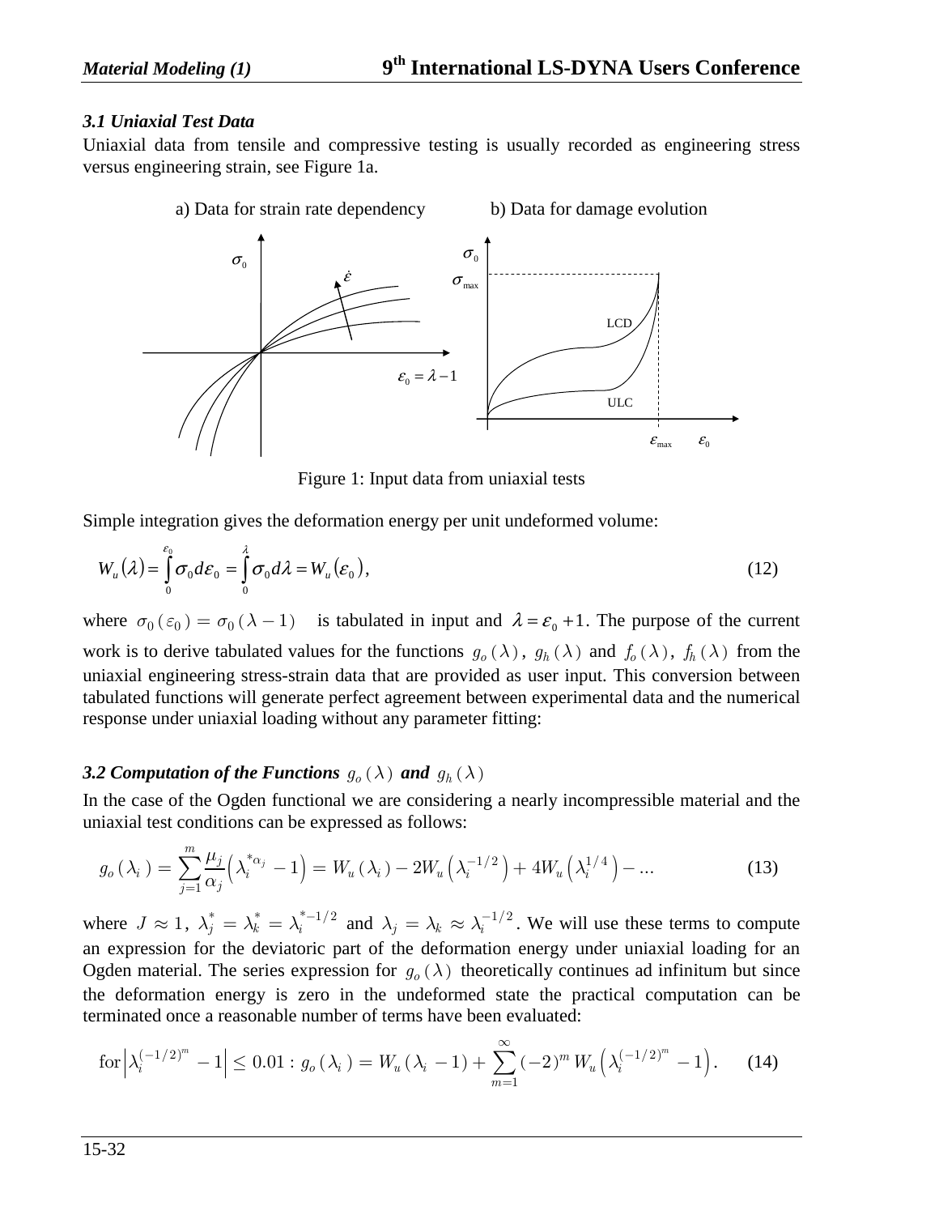### 3.1 Uniaxial Test Data

Uniaxial data from tensile and compressive testing is usually recorded as engineering stress versus engineering strain, see Figure 1a.

a) Data for strain rate dependency b) Data for damage evolution

Figure 1: Input data from uniaxial tests

Simple integration gives the deformation energy per unit undeformed volume:

$$W_u(\lambda) = \int_0^{\varepsilon_0} \sigma_0 d\varepsilon_0 = \int_0^{\lambda} \sigma_0 d\lambda = W_u(\varepsilon_0), \tag{12}$$

where $\sigma_0(\varepsilon_0) = \sigma_0(\lambda - 1)$ is tabulated in input and $\lambda = \varepsilon_0 + 1$. The purpose of the current work is to derive tabulated values for the functions $g_o(\lambda)$, $g_h(\lambda)$ and $f_o(\lambda)$, $f_h(\lambda)$ from the uniaxial engineering stress-strain data that are provided as user input. This conversion between tabulated functions will generate perfect agreement between experimental data and the numerical response under uniaxial loading without any parameter fitting:

### 3.2 Computation of the Functions $g_o(\lambda)$ and $g_h(\lambda)$

In the case of the Ogden functional we are considering a nearly incompressible material and the uniaxial test conditions can be expressed as follows:

$$g_o(\lambda_i) = \sum_{j=1}^{m} \frac{\mu_j}{\alpha_j}\left(\lambda_i^{*\alpha_j} - 1\right) = W_u(\lambda_i) - 2W_u\left(\lambda_i^{-1/2}\right) + 4W_u\left(\lambda_i^{1/4}\right) - ... \tag{13}$$

where $J \approx 1$, $\lambda_j^* = \lambda_k^* = \lambda_i^{*-1/2}$ and $\lambda_j = \lambda_k \approx \lambda_i^{-1/2}$. We will use these terms to compute an expression for the deviatoric part of the deformation energy under uniaxial loading for an Ogden material. The series expression for $g_o(\lambda)$ theoretically continues ad infinitum but since the deformation energy is zero in the undeformed state the practical computation can be terminated once a reasonable number of terms have been evaluated:

$$\text{for}\left|\lambda_i^{(-1/2)^m} - 1\right| \le 0.01 : g_o(\lambda_i) = W_u(\lambda_i - 1) + \sum_{m=1}^{\infty} (-2)^m W_u\left(\lambda_i^{(-1/2)^m} - 1\right). \tag{14}$$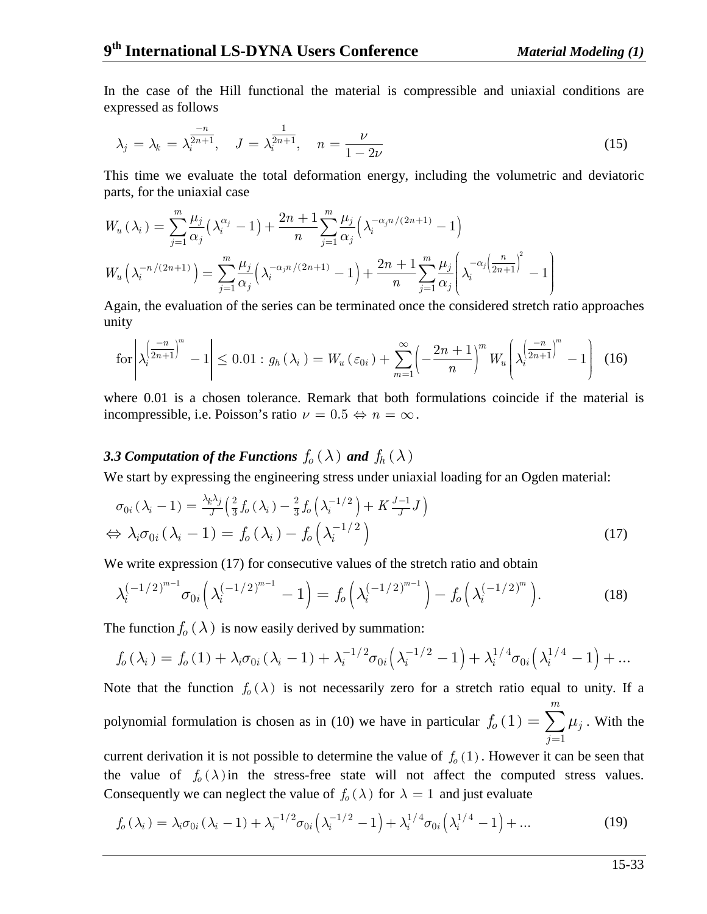In the case of the Hill functional the material is compressible and uniaxial conditions are expressed as follows

$$\lambda_j = \lambda_k = \lambda_i^{\frac{-n}{2n+1}}, \quad J = \lambda_i^{\frac{1}{2n+1}}, \quad n = \frac{\nu}{1-2\nu} \tag{15}$$

This time we evaluate the total deformation energy, including the volumetric and deviatoric parts, for the uniaxial case

$$W_u(\lambda_i) = \sum_{j=1}^{m} \frac{\mu_j}{\alpha_j}\left(\lambda_i^{\alpha_j} - 1\right) + \frac{2n+1}{n}\sum_{j=1}^{m} \frac{\mu_j}{\alpha_j}\left(\lambda_i^{-\alpha_j n/(2n+1)} - 1\right)$$

$$W_u\left(\lambda_i^{-n/(2n+1)}\right) = \sum_{j=1}^{m} \frac{\mu_j}{\alpha_j}\left(\lambda_i^{-\alpha_j n/(2n+1)} - 1\right) + \frac{2n+1}{n}\sum_{j=1}^{m} \frac{\mu_j}{\alpha_j}\left(\lambda_i^{-\alpha_j\left(\frac{n}{2n+1}\right)^2} - 1\right)$$

Again, the evaluation of the series can be terminated once the considered stretch ratio approaches unity

$$\text{for}\left|\lambda_i^{\left(\frac{-n}{2n+1}\right)^m} - 1\right| \leq 0.01 : g_h(\lambda_i) = W_u(\varepsilon_{0i}) + \sum_{m=1}^{\infty}\left(-\frac{2n+1}{n}\right)^m W_u\left(\lambda_i^{\left(\frac{-n}{2n+1}\right)^m} - 1\right) \tag{16}$$

where 0.01 is a chosen tolerance. Remark that both formulations coincide if the material is incompressible, i.e. Poisson's ratio $\nu = 0.5 \Leftrightarrow n = \infty$.

### *3.3 Computation of the Functions $f_o(\lambda)$ and $f_h(\lambda)$*

We start by expressing the engineering stress under uniaxial loading for an Ogden material:

$$\sigma_{0i}(\lambda_i - 1) = \frac{\lambda_k \lambda_j}{J}\left(\frac{2}{3} f_o(\lambda_i) - \frac{2}{3} f_o\left(\lambda_i^{-1/2}\right) + K\frac{J-1}{J}J\right)$$

$$\Leftrightarrow \lambda_i \sigma_{0i}(\lambda_i - 1) = f_o(\lambda_i) - f_o\left(\lambda_i^{-1/2}\right) \tag{17}$$

We write expression (17) for consecutive values of the stretch ratio and obtain

$$\lambda_i^{(-1/2)^{m-1}} \sigma_{0i}\left(\lambda_i^{(-1/2)^{m-1}} - 1\right) = f_o\left(\lambda_i^{(-1/2)^{m-1}}\right) - f_o\left(\lambda_i^{(-1/2)^m}\right). \tag{18}$$

The function $f_o(\lambda)$ is now easily derived by summation:

$$f_o(\lambda_i) = f_o(1) + \lambda_i \sigma_{0i}(\lambda_i - 1) + \lambda_i^{-1/2}\sigma_{0i}\left(\lambda_i^{-1/2} - 1\right) + \lambda_i^{1/4}\sigma_{0i}\left(\lambda_i^{1/4} - 1\right) + \ldots$$

Note that the function $f_o(\lambda)$ is not necessarily zero for a stretch ratio equal to unity. If a polynomial formulation is chosen as in (10) we have in particular $f_o(1) = \sum_{j=1}^{m} \mu_j$. With the current derivation it is not possible to determine the value of $f_o(1)$. However it can be seen that the value of $f_o(\lambda)$ in the stress-free state will not affect the computed stress values. Consequently we can neglect the value of $f_o(\lambda)$ for $\lambda = 1$ and just evaluate

$$f_o(\lambda_i) = \lambda_i \sigma_{0i}(\lambda_i - 1) + \lambda_i^{-1/2}\sigma_{0i}\left(\lambda_i^{-1/2} - 1\right) + \lambda_i^{1/4}\sigma_{0i}\left(\lambda_i^{1/4} - 1\right) + \ldots \tag{19}$$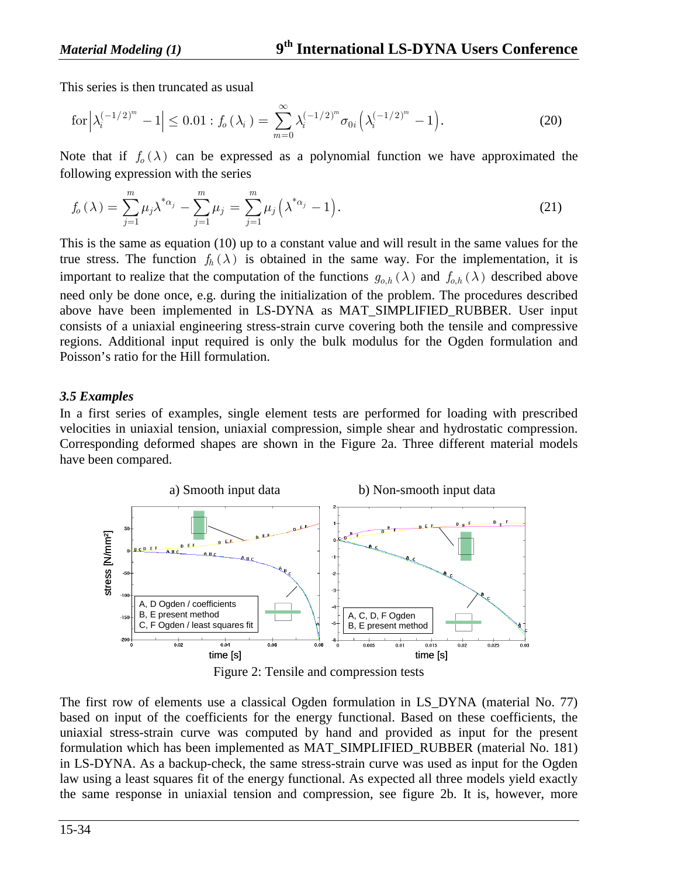This series is then truncated as usual

$$\text{for} \left| \lambda_i^{(-1/2)^m} - 1 \right| \leq 0.01 : f_o(\lambda_i) = \sum_{m=0}^{\infty} \lambda_i^{(-1/2)^m} \sigma_{0i} \left( \lambda_i^{(-1/2)^m} - 1 \right). \tag{20}$$

Note that if $f_o(\lambda)$ can be expressed as a polynomial function we have approximated the following expression with the series

$$f_o(\lambda) = \sum_{j=1}^{m} \mu_j \lambda^{*\alpha_j} - \sum_{j=1}^{m} \mu_j = \sum_{j=1}^{m} \mu_j \left( \lambda^{*\alpha_j} - 1 \right). \tag{21}$$

This is the same as equation (10) up to a constant value and will result in the same values for the true stress. The function $f_h(\lambda)$ is obtained in the same way. For the implementation, it is important to realize that the computation of the functions $g_{o,h}(\lambda)$ and $f_{o,h}(\lambda)$ described above need only be done once, e.g. during the initialization of the problem. The procedures described above have been implemented in LS-DYNA as MAT_SIMPLIFIED_RUBBER. User input consists of a uniaxial engineering stress-strain curve covering both the tensile and compressive regions. Additional input required is only the bulk modulus for the Ogden formulation and Poisson's ratio for the Hill formulation.

### *3.5 Examples*

In a first series of examples, single element tests are performed for loading with prescribed velocities in uniaxial tension, uniaxial compression, simple shear and hydrostatic compression. Corresponding deformed shapes are shown in the Figure 2a. Three different material models have been compared.

Figure 2: Tensile and compression tests

The first row of elements use a classical Ogden formulation in LS_DYNA (material No. 77) based on input of the coefficients for the energy functional. Based on these coefficients, the uniaxial stress-strain curve was computed by hand and provided as input for the present formulation which has been implemented as MAT_SIMPLIFIED_RUBBER (material No. 181) in LS-DYNA. As a backup-check, the same stress-strain curve was used as input for the Ogden law using a least squares fit of the energy functional. As expected all three models yield exactly the same response in uniaxial tension and compression, see figure 2b. It is, however, more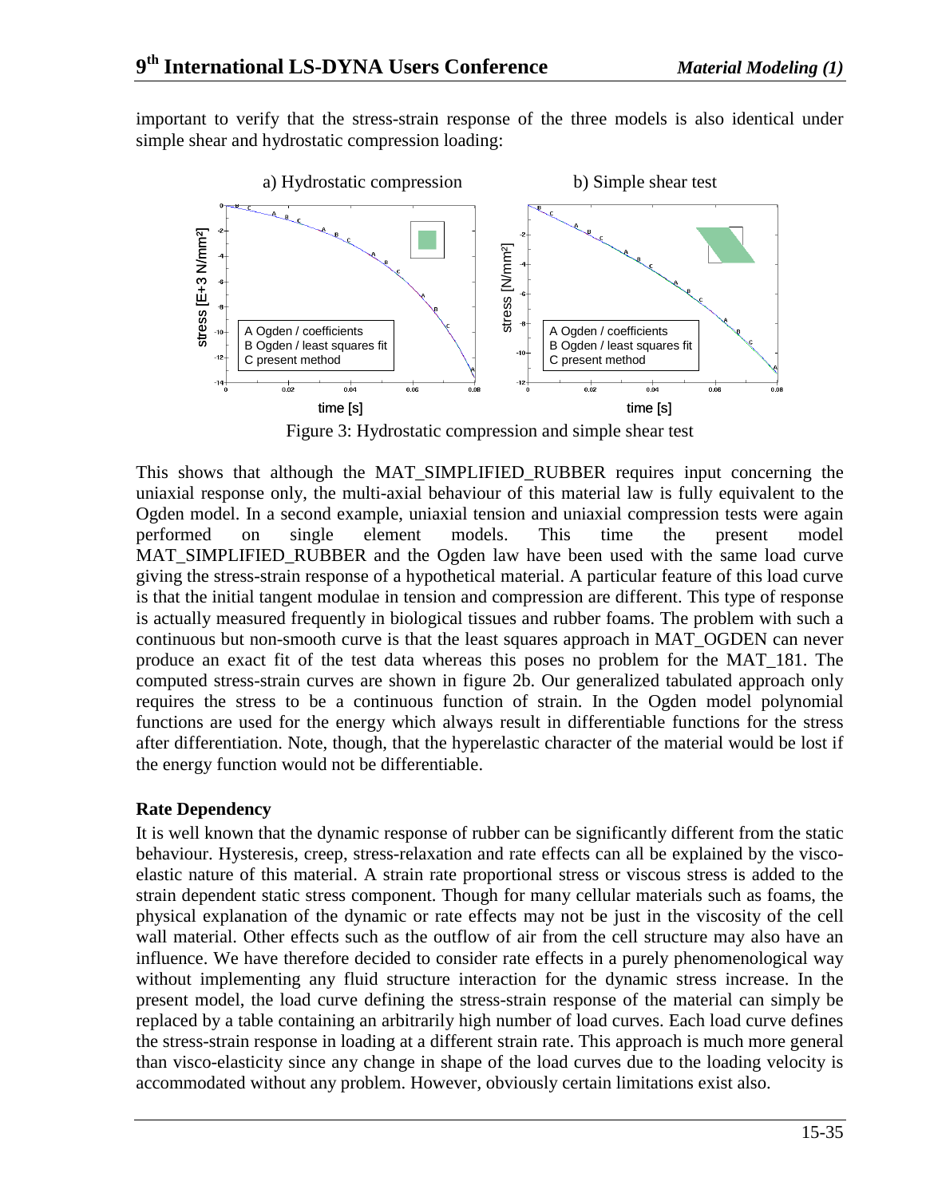important to verify that the stress-strain response of the three models is also identical under simple shear and hydrostatic compression loading:

Figure 3: Hydrostatic compression and simple shear test

This shows that although the MAT_SIMPLIFIED_RUBBER requires input concerning the uniaxial response only, the multi-axial behaviour of this material law is fully equivalent to the Ogden model. In a second example, uniaxial tension and uniaxial compression tests were again performed on single element models. This time the present model MAT_SIMPLIFIED_RUBBER and the Ogden law have been used with the same load curve giving the stress-strain response of a hypothetical material. A particular feature of this load curve is that the initial tangent modulae in tension and compression are different. This type of response is actually measured frequently in biological tissues and rubber foams. The problem with such a continuous but non-smooth curve is that the least squares approach in MAT_OGDEN can never produce an exact fit of the test data whereas this poses no problem for the MAT_181. The computed stress-strain curves are shown in figure 2b. Our generalized tabulated approach only requires the stress to be a continuous function of strain. In the Ogden model polynomial functions are used for the energy which always result in differentiable functions for the stress after differentiation. Note, though, that the hyperelastic character of the material would be lost if the energy function would not be differentiable.

## Rate Dependency

It is well known that the dynamic response of rubber can be significantly different from the static behaviour. Hysteresis, creep, stress-relaxation and rate effects can all be explained by the visco-elastic nature of this material. A strain rate proportional stress or viscous stress is added to the strain dependent static stress component. Though for many cellular materials such as foams, the physical explanation of the dynamic or rate effects may not be just in the viscosity of the cell wall material. Other effects such as the outflow of air from the cell structure may also have an influence. We have therefore decided to consider rate effects in a purely phenomenological way without implementing any fluid structure interaction for the dynamic stress increase. In the present model, the load curve defining the stress-strain response of the material can simply be replaced by a table containing an arbitrarily high number of load curves. Each load curve defines the stress-strain response in loading at a different strain rate. This approach is much more general than visco-elasticity since any change in shape of the load curves due to the loading velocity is accommodated without any problem. However, obviously certain limitations exist also.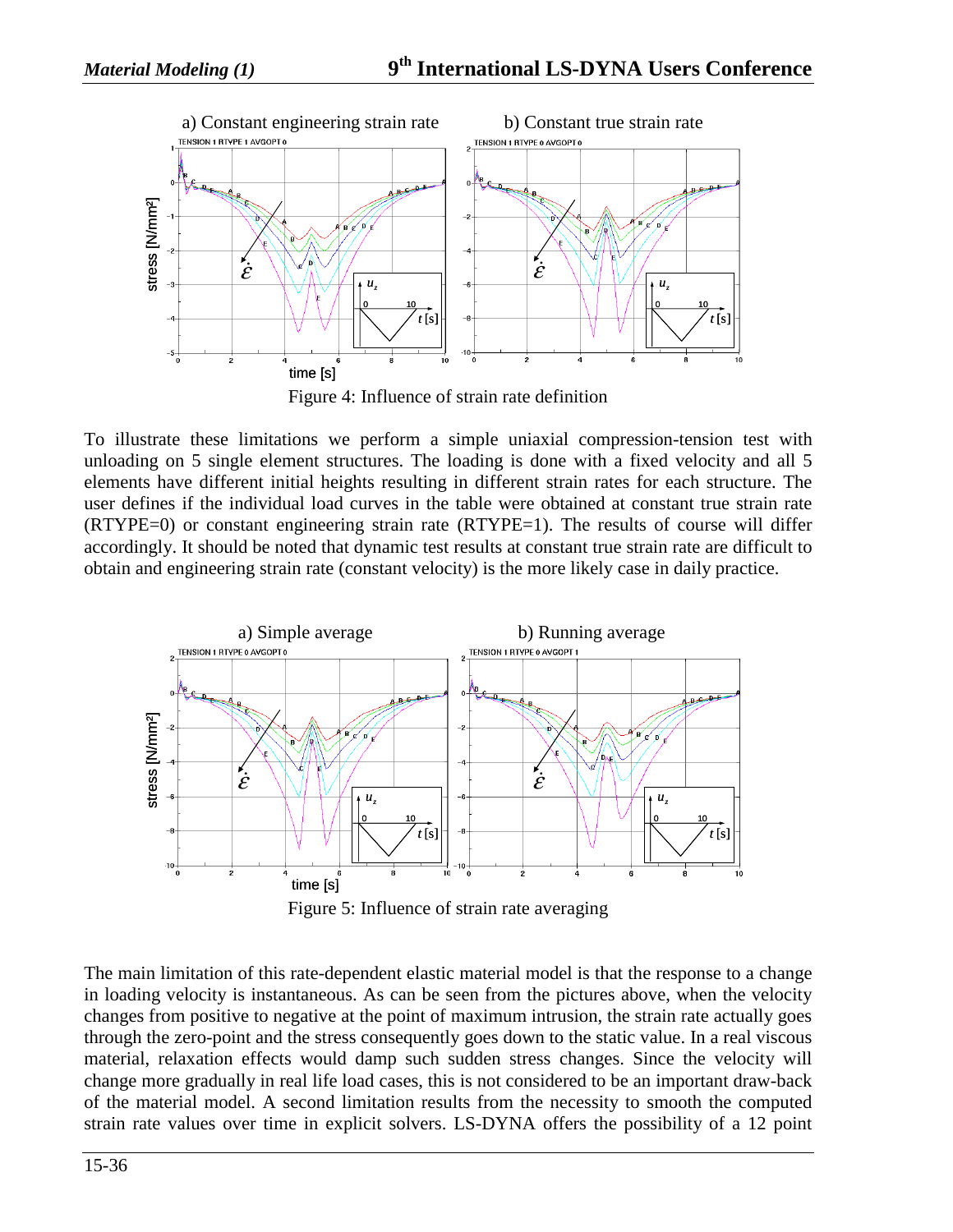Figure 4: Influence of strain rate definition

To illustrate these limitations we perform a simple uniaxial compression-tension test with unloading on 5 single element structures. The loading is done with a fixed velocity and all 5 elements have different initial heights resulting in different strain rates for each structure. The user defines if the individual load curves in the table were obtained at constant true strain rate (RTYPE=0) or constant engineering strain rate (RTYPE=1). The results of course will differ accordingly. It should be noted that dynamic test results at constant true strain rate are difficult to obtain and engineering strain rate (constant velocity) is the more likely case in daily practice.

Figure 5: Influence of strain rate averaging

The main limitation of this rate-dependent elastic material model is that the response to a change in loading velocity is instantaneous. As can be seen from the pictures above, when the velocity changes from positive to negative at the point of maximum intrusion, the strain rate actually goes through the zero-point and the stress consequently goes down to the static value. In a real viscous material, relaxation effects would damp such sudden stress changes. Since the velocity will change more gradually in real life load cases, this is not considered to be an important draw-back of the material model. A second limitation results from the necessity to smooth the computed strain rate values over time in explicit solvers. LS-DYNA offers the possibility of a 12 point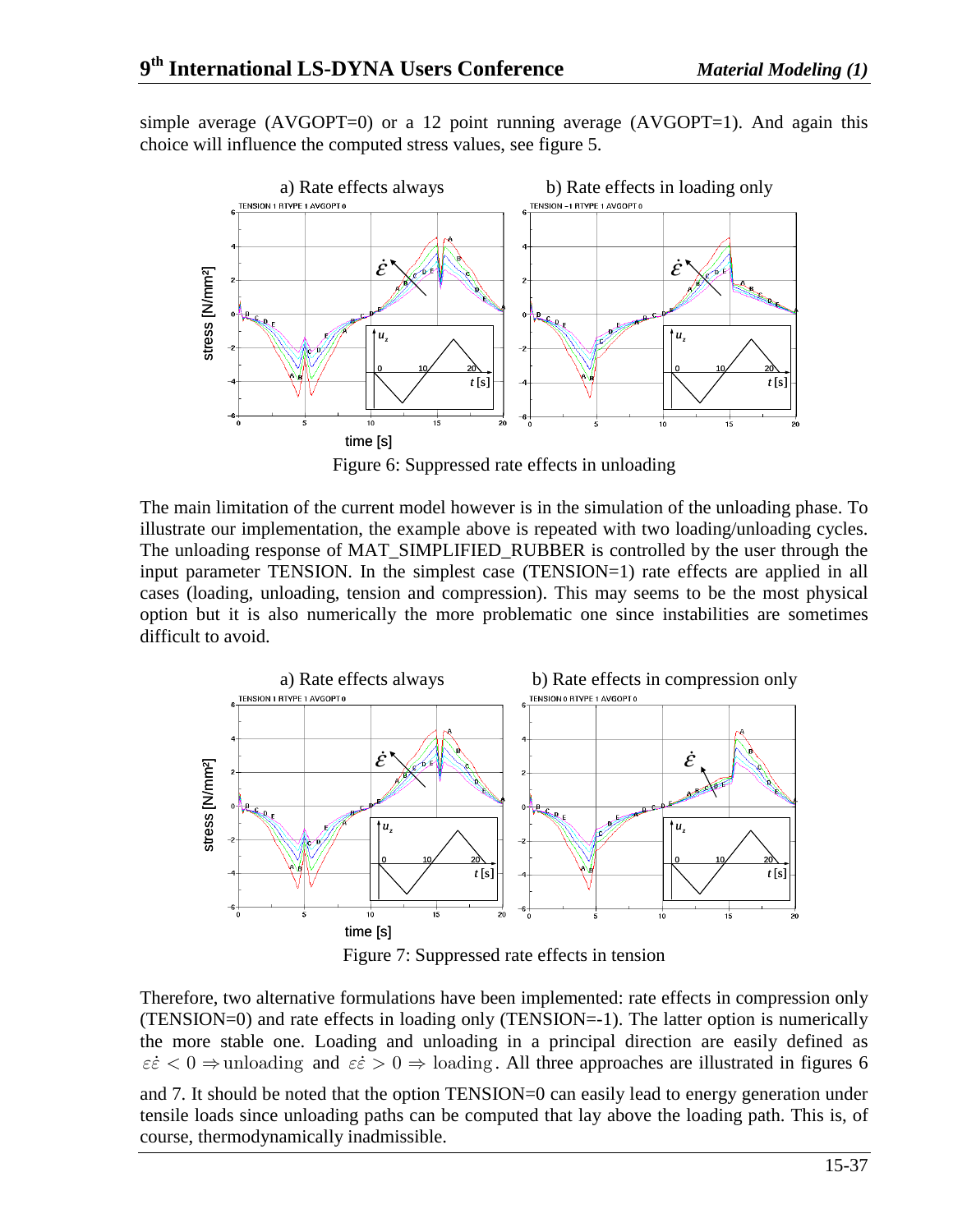simple average (AVGOPT=0) or a 12 point running average (AVGOPT=1). And again this choice will influence the computed stress values, see figure 5.

Figure 6: Suppressed rate effects in unloading

The main limitation of the current model however is in the simulation of the unloading phase. To illustrate our implementation, the example above is repeated with two loading/unloading cycles. The unloading response of MAT_SIMPLIFIED_RUBBER is controlled by the user through the input parameter TENSION. In the simplest case (TENSION=1) rate effects are applied in all cases (loading, unloading, tension and compression). This may seems to be the most physical option but it is also numerically the more problematic one since instabilities are sometimes difficult to avoid.

Figure 7: Suppressed rate effects in tension

Therefore, two alternative formulations have been implemented: rate effects in compression only (TENSION=0) and rate effects in loading only (TENSION=-1). The latter option is numerically the more stable one. Loading and unloading in a principal direction are easily defined as $\varepsilon\dot{\varepsilon} < 0 \Rightarrow \text{unloading}$ and $\varepsilon\dot{\varepsilon} > 0 \Rightarrow \text{loading}$. All three approaches are illustrated in figures 6 and 7. It should be noted that the option TENSION=0 can easily lead to energy generation under tensile loads since unloading paths can be computed that lay above the loading path. This is, of course, thermodynamically inadmissible.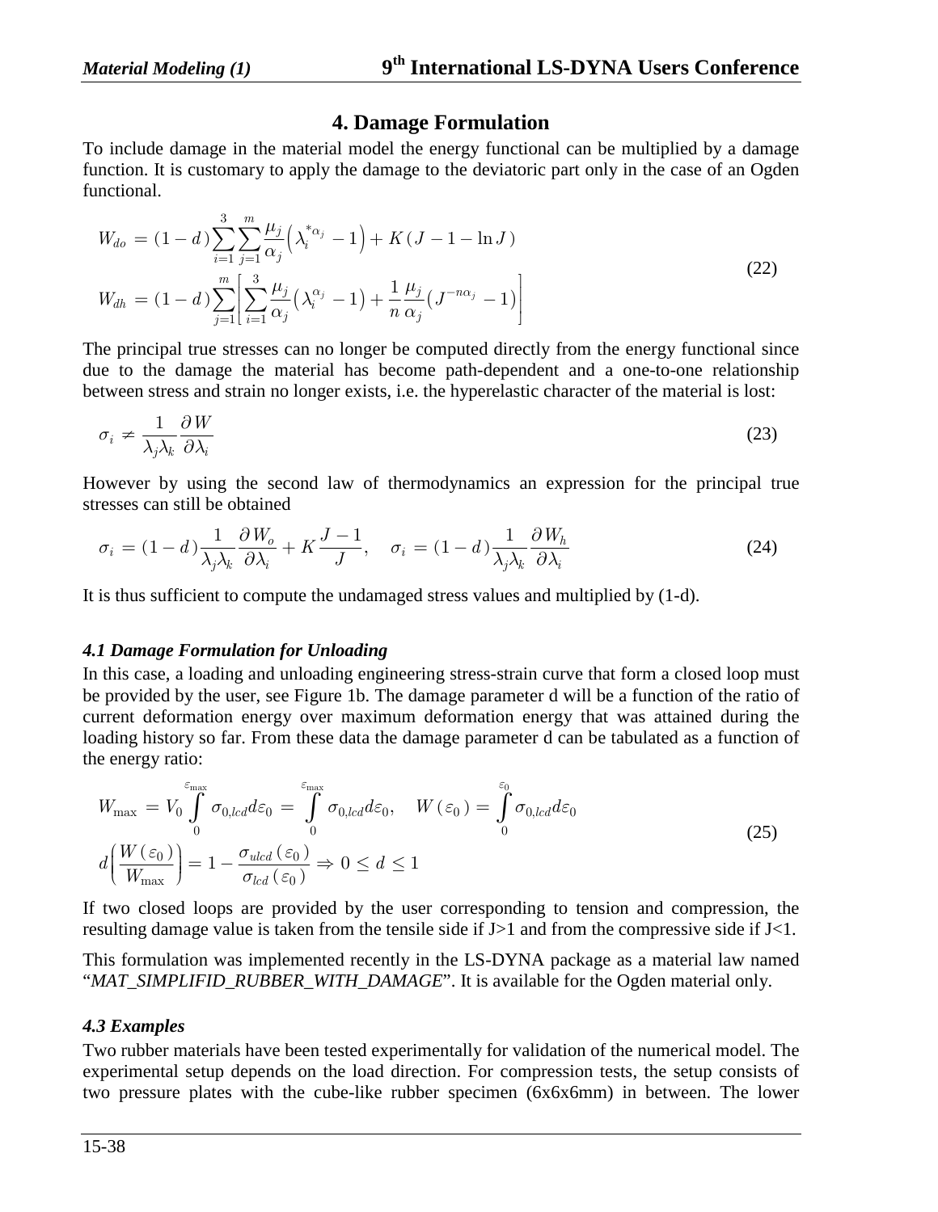## 4. Damage Formulation

To include damage in the material model the energy functional can be multiplied by a damage function. It is customary to apply the damage to the deviatoric part only in the case of an Ogden functional.

$$
\begin{aligned}
W_{do} &= (1-d)\sum_{i=1}^{3}\sum_{j=1}^{m}\frac{\mu_j}{\alpha_j}\left(\lambda_i^{*\alpha_j}-1\right)+K\left(J-1-\ln J\right) \\
W_{dh} &= (1-d)\sum_{j=1}^{m}\left[\sum_{i=1}^{3}\frac{\mu_j}{\alpha_j}\left(\lambda_i^{\alpha_j}-1\right)+\frac{1}{n}\frac{\mu_j}{\alpha_j}\left(J^{-n\alpha_j}-1\right)\right]
\end{aligned}
\tag{22}
$$

The principal true stresses can no longer be computed directly from the energy functional since due to the damage the material has become path-dependent and a one-to-one relationship between stress and strain no longer exists, i.e. the hyperelastic character of the material is lost:

$$
\sigma_i \neq \frac{1}{\lambda_j \lambda_k}\frac{\partial W}{\partial \lambda_i} \tag{23}
$$

However by using the second law of thermodynamics an expression for the principal true stresses can still be obtained

$$
\sigma_i = (1-d)\frac{1}{\lambda_j\lambda_k}\frac{\partial W_o}{\partial \lambda_i}+K\frac{J-1}{J}, \quad \sigma_i = (1-d)\frac{1}{\lambda_j\lambda_k}\frac{\partial W_h}{\partial \lambda_i} \tag{24}
$$

It is thus sufficient to compute the undamaged stress values and multiplied by (1-d).

### *4.1 Damage Formulation for Unloading*

In this case, a loading and unloading engineering stress-strain curve that form a closed loop must be provided by the user, see Figure 1b. The damage parameter d will be a function of the ratio of current deformation energy over maximum deformation energy that was attained during the loading history so far. From these data the damage parameter d can be tabulated as a function of the energy ratio:

$$
\begin{aligned}
&W_{\max} = V_0\int_0^{\varepsilon_{\max}}\sigma_{0,lcd}\,d\varepsilon_0 = \int_0^{\varepsilon_{\max}}\sigma_{0,lcd}\,d\varepsilon_0, \quad W(\varepsilon_0)=\int_0^{\varepsilon_0}\sigma_{0,lcd}\,d\varepsilon_0 \\
&d\left(\frac{W(\varepsilon_0)}{W_{\max}}\right) = 1-\frac{\sigma_{ulcd}(\varepsilon_0)}{\sigma_{lcd}(\varepsilon_0)} \Rightarrow 0 \le d \le 1
\end{aligned}
\tag{25}
$$

If two closed loops are provided by the user corresponding to tension and compression, the resulting damage value is taken from the tensile side if J>1 and from the compressive side if J<1.

This formulation was implemented recently in the LS-DYNA package as a material law named "*MAT_SIMPLIFID_RUBBER_WITH_DAMAGE*". It is available for the Ogden material only.

### *4.3 Examples*

Two rubber materials have been tested experimentally for validation of the numerical model. The experimental setup depends on the load direction. For compression tests, the setup consists of two pressure plates with the cube-like rubber specimen (6x6x6mm) in between. The lower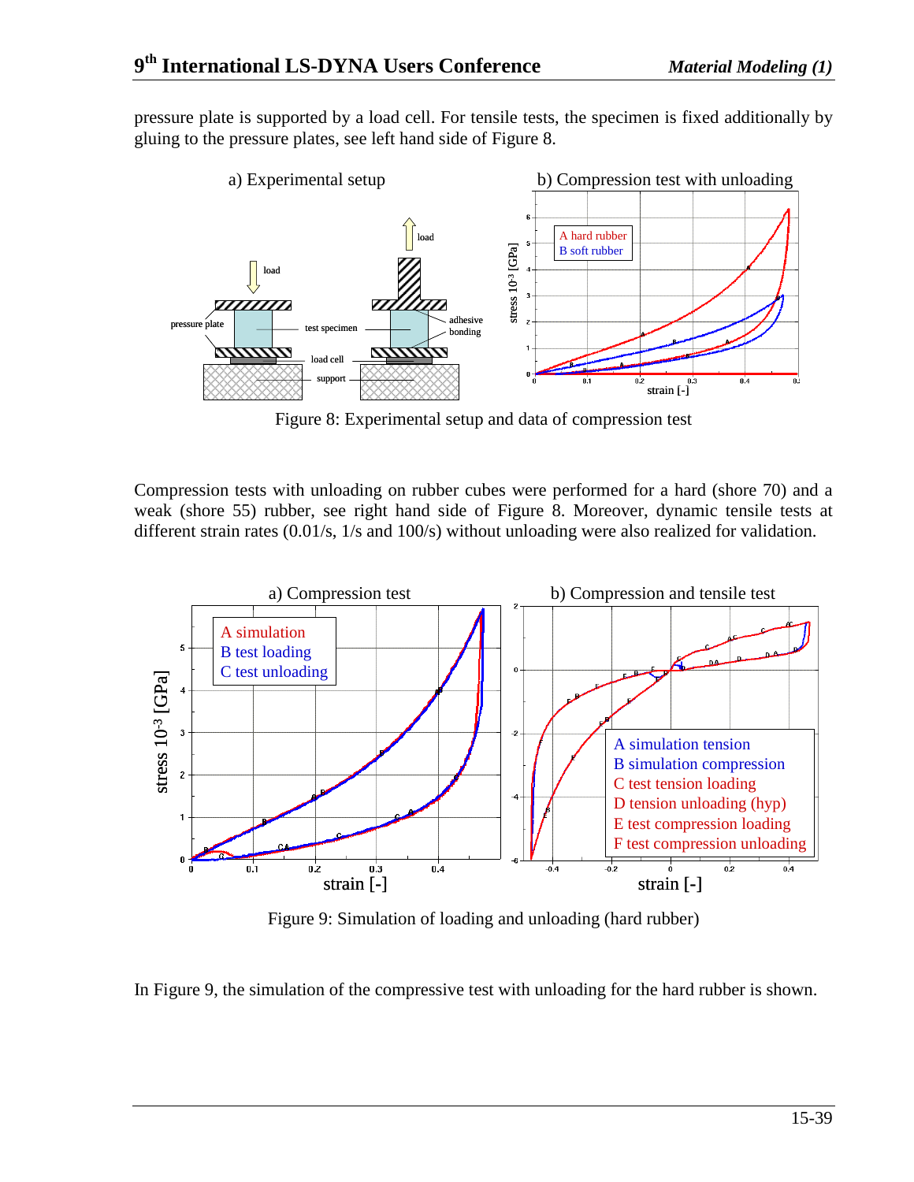pressure plate is supported by a load cell. For tensile tests, the specimen is fixed additionally by gluing to the pressure plates, see left hand side of Figure 8.

Figure 8: Experimental setup and data of compression test

Compression tests with unloading on rubber cubes were performed for a hard (shore 70) and a weak (shore 55) rubber, see right hand side of Figure 8. Moreover, dynamic tensile tests at different strain rates (0.01/s, 1/s and 100/s) without unloading were also realized for validation.

Figure 9: Simulation of loading and unloading (hard rubber)

In Figure 9, the simulation of the compressive test with unloading for the hard rubber is shown.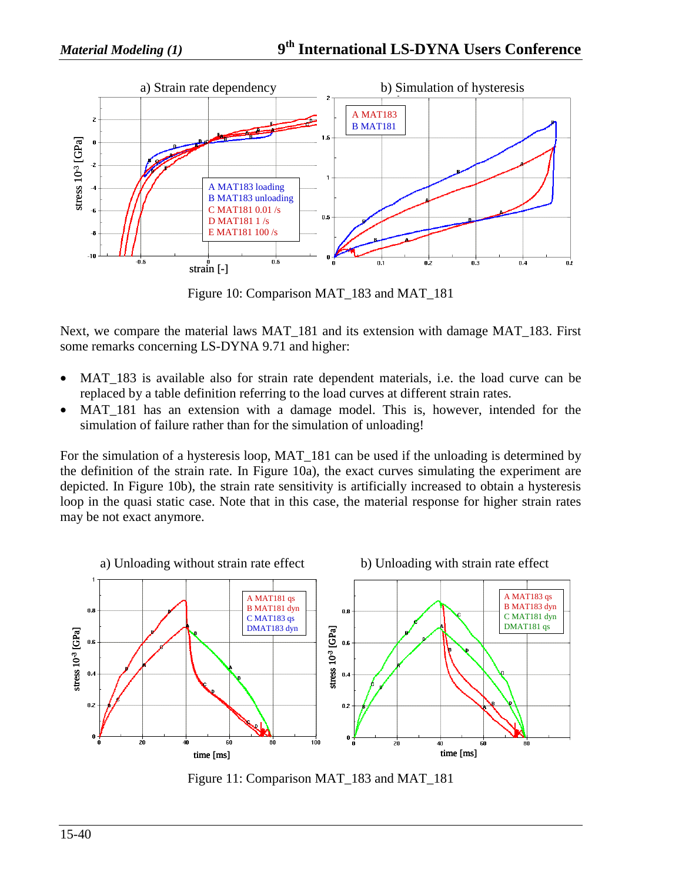Figure 10: Comparison MAT_183 and MAT_181

Next, we compare the material laws MAT_181 and its extension with damage MAT_183. First some remarks concerning LS-DYNA 9.71 and higher:

- MAT_183 is available also for strain rate dependent materials, i.e. the load curve can be replaced by a table definition referring to the load curves at different strain rates.
- MAT_181 has an extension with a damage model. This is, however, intended for the simulation of failure rather than for the simulation of unloading!

For the simulation of a hysteresis loop, MAT_181 can be used if the unloading is determined by the definition of the strain rate. In Figure 10a), the exact curves simulating the experiment are depicted. In Figure 10b), the strain rate sensitivity is artificially increased to obtain a hysteresis loop in the quasi static case. Note that in this case, the material response for higher strain rates may be not exact anymore.

Figure 11: Comparison MAT_183 and MAT_181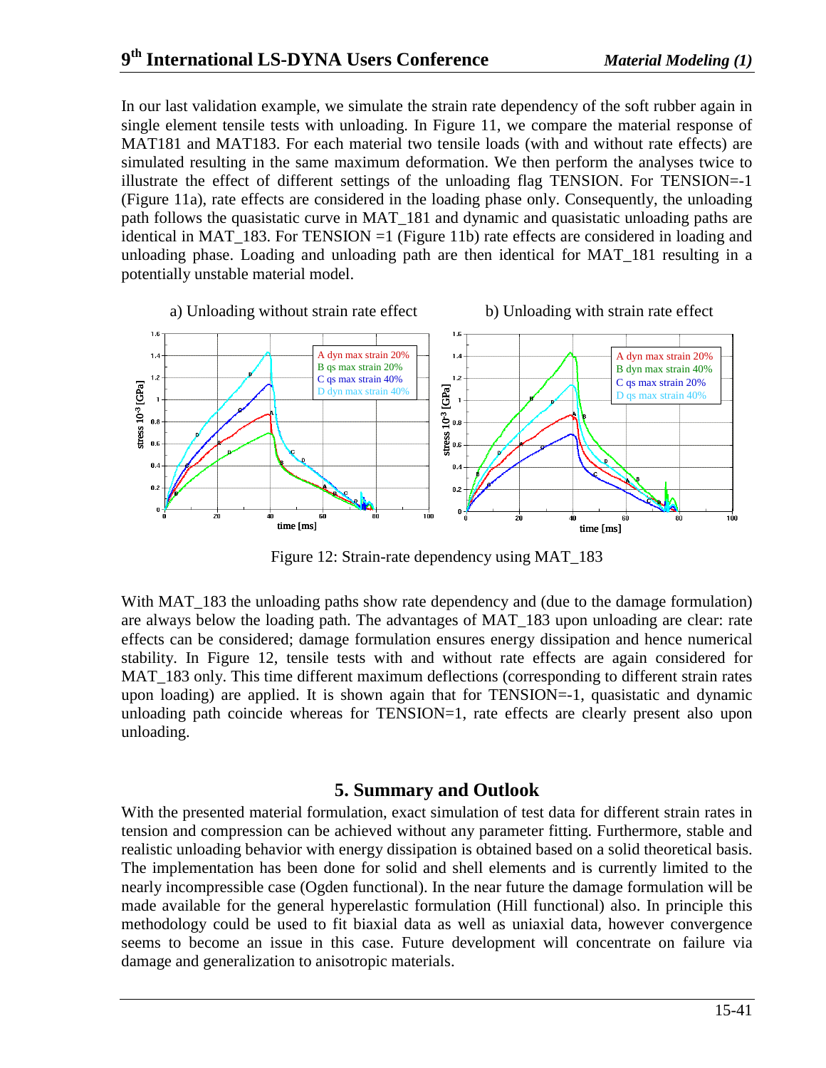In our last validation example, we simulate the strain rate dependency of the soft rubber again in single element tensile tests with unloading. In Figure 11, we compare the material response of MAT181 and MAT183. For each material two tensile loads (with and without rate effects) are simulated resulting in the same maximum deformation. We then perform the analyses twice to illustrate the effect of different settings of the unloading flag TENSION. For TENSION=-1 (Figure 11a), rate effects are considered in the loading phase only. Consequently, the unloading path follows the quasistatic curve in MAT_181 and dynamic and quasistatic unloading paths are identical in MAT_183. For TENSION =1 (Figure 11b) rate effects are considered in loading and unloading phase. Loading and unloading path are then identical for MAT_181 resulting in a potentially unstable material model.

a) Unloading without strain rate effect        b) Unloading with strain rate effect

Figure 12: Strain-rate dependency using MAT_183

With MAT_183 the unloading paths show rate dependency and (due to the damage formulation) are always below the loading path. The advantages of MAT_183 upon unloading are clear: rate effects can be considered; damage formulation ensures energy dissipation and hence numerical stability. In Figure 12, tensile tests with and without rate effects are again considered for MAT_183 only. This time different maximum deflections (corresponding to different strain rates upon loading) are applied. It is shown again that for TENSION=-1, quasistatic and dynamic unloading path coincide whereas for TENSION=1, rate effects are clearly present also upon unloading.

## 5. Summary and Outlook

With the presented material formulation, exact simulation of test data for different strain rates in tension and compression can be achieved without any parameter fitting. Furthermore, stable and realistic unloading behavior with energy dissipation is obtained based on a solid theoretical basis. The implementation has been done for solid and shell elements and is currently limited to the nearly incompressible case (Ogden functional). In the near future the damage formulation will be made available for the general hyperelastic formulation (Hill functional) also. In principle this methodology could be used to fit biaxial data as well as uniaxial data, however convergence seems to become an issue in this case. Future development will concentrate on failure via damage and generalization to anisotropic materials.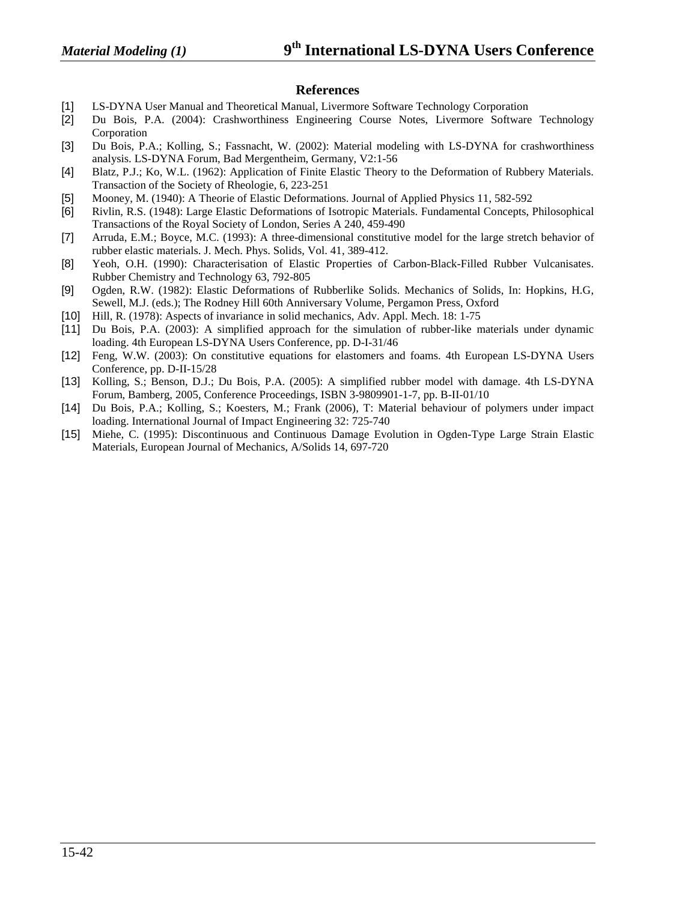## References

[1] LS-DYNA User Manual and Theoretical Manual, Livermore Software Technology Corporation

[2] Du Bois, P.A. (2004): Crashworthiness Engineering Course Notes, Livermore Software Technology Corporation

[3] Du Bois, P.A.; Kolling, S.; Fassnacht, W. (2002): Material modeling with LS-DYNA for crashworthiness analysis. LS-DYNA Forum, Bad Mergentheim, Germany, V2:1-56

[4] Blatz, P.J.; Ko, W.L. (1962): Application of Finite Elastic Theory to the Deformation of Rubbery Materials. Transaction of the Society of Rheologie, 6, 223-251

[5] Mooney, M. (1940): A Theorie of Elastic Deformations. Journal of Applied Physics 11, 582-592

[6] Rivlin, R.S. (1948): Large Elastic Deformations of Isotropic Materials. Fundamental Concepts, Philosophical Transactions of the Royal Society of London, Series A 240, 459-490

[7] Arruda, E.M.; Boyce, M.C. (1993): A three-dimensional constitutive model for the large stretch behavior of rubber elastic materials. J. Mech. Phys. Solids, Vol. 41, 389-412.

[8] Yeoh, O.H. (1990): Characterisation of Elastic Properties of Carbon-Black-Filled Rubber Vulcanisates. Rubber Chemistry and Technology 63, 792-805

[9] Ogden, R.W. (1982): Elastic Deformations of Rubberlike Solids. Mechanics of Solids, In: Hopkins, H.G, Sewell, M.J. (eds.); The Rodney Hill 60th Anniversary Volume, Pergamon Press, Oxford

[10] Hill, R. (1978): Aspects of invariance in solid mechanics, Adv. Appl. Mech. 18: 1-75

[11] Du Bois, P.A. (2003): A simplified approach for the simulation of rubber-like materials under dynamic loading. 4th European LS-DYNA Users Conference, pp. D-I-31/46

[12] Feng, W.W. (2003): On constitutive equations for elastomers and foams. 4th European LS-DYNA Users Conference, pp. D-II-15/28

[13] Kolling, S.; Benson, D.J.; Du Bois, P.A. (2005): A simplified rubber model with damage. 4th LS-DYNA Forum, Bamberg, 2005, Conference Proceedings, ISBN 3-9809901-1-7, pp. B-II-01/10

[14] Du Bois, P.A.; Kolling, S.; Koesters, M.; Frank (2006), T: Material behaviour of polymers under impact loading. International Journal of Impact Engineering 32: 725-740

[15] Miehe, C. (1995): Discontinuous and Continuous Damage Evolution in Ogden-Type Large Strain Elastic Materials, European Journal of Mechanics, A/Solids 14, 697-720